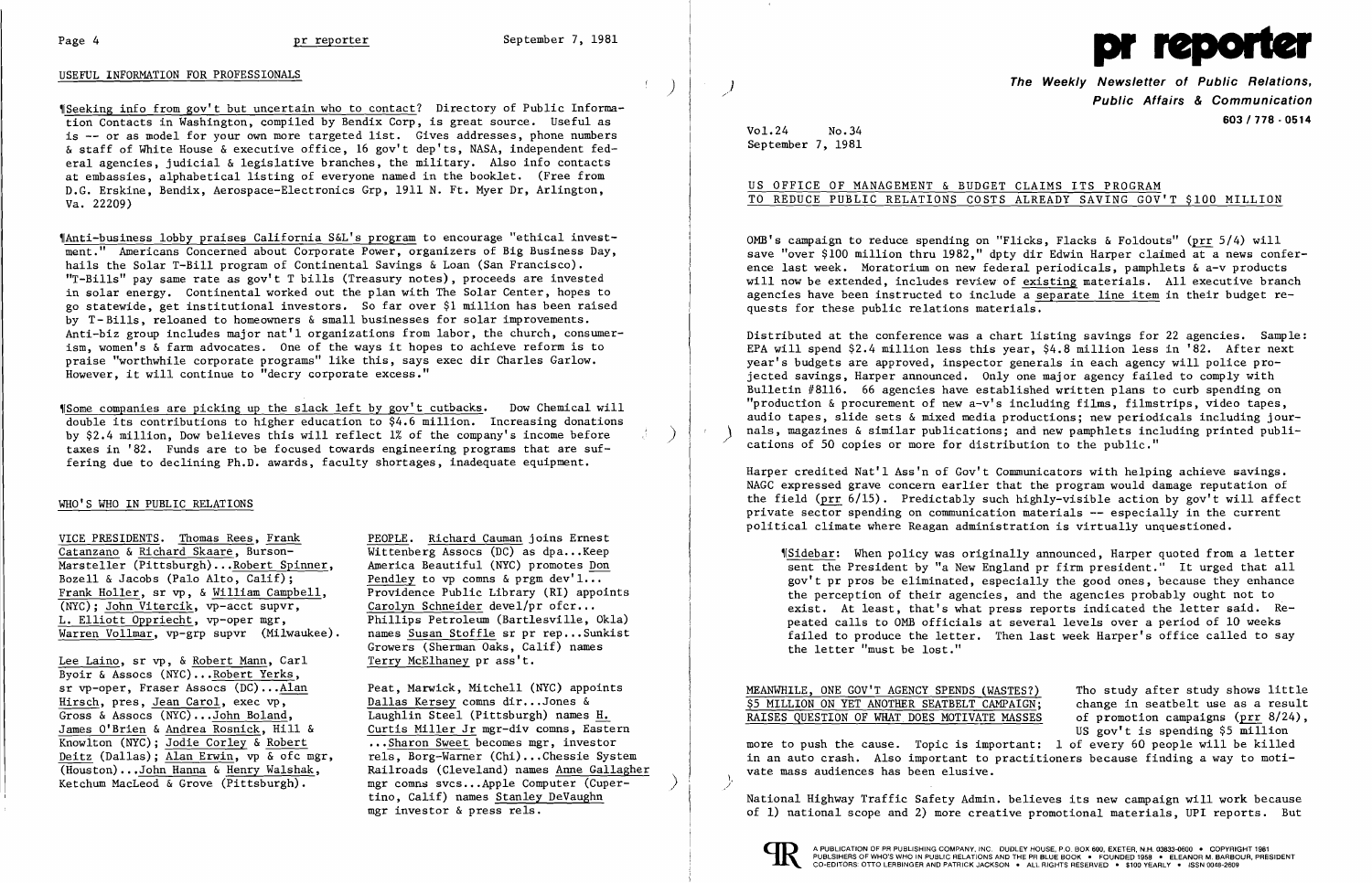## USEFUL INFORMATION FOR PROFESSIONALS

¶Seeking info from gov't but uncertain who to contact? Directory of Public Information Contacts in Washington, compiled by Bendix Corp, is great source. Useful as is -- or as model for your own more targeted list. Gives addresses, phone numbers & staff of White House & executive office, 16 gov't dep'ts, NASA, independent federal agencies, judicial & legislative branches, the military. Also info contacts at embassies, alphabetical listing of everyone named in the booklet. (Free from D.G. Erskine, Bendix, Aerospace-Electronics Grp, 1911 N. Ft. Myer Dr, Arlington, Va. 22209)

¶Anti-business lobby praises California S&L's program to encourage "ethical investment." Americans Concerned about Corporate Power, organizers of Big Business Day, hails the Solar T-Bill program of Continental Savings & Loan (San Francisco). "T-Bills" pay same rate as gov't T bills (Treasury notes), proceeds are invested in solar energy. Continental worked out the plan with The Solar Center, hopes to go statewide, get institutional investors. So far over $1 million has been raised by T-Bills, reloaned to homeowners & small businesses for solar improvements. Anti-biz group includes major nat'l organizations from labor, the church, consumerism, women's & farm advocates. One of the ways it hopes to achieve reform is to praise "worthwhile corporate programs" like this, says exec dir Charles Garlow. However, it will continue to "decry corporate excess."

¶Some companies are picking up the slack left by gov't cutbacks. Dow Chemical will double its contributions to higher education to $4.6 million. Increasing donations by $2.4 million, Dow believes this will reflect 1% of the company's income before taxes in '82. Funds are to be focused towards engineering programs that are suffering due to declining Ph.D. awards, faculty shortages, inadequate equipment.

## WHO'S WHO IN PUBLIC RELATIONS

VICE PRESIDENTS. Thomas Rees, Frank Catanzano & Richard Skaare, Burson-Marsteller (Pittsburgh)...Robert Spinner, Bozell & Jacobs (Palo Alto, Calif); Frank Holler, sr vp, & William Campbell, (NYC); John Vitercik, vp-acct supvr, L. Elliott Oppriecht, vp-oper mgr, Warren Vollmar, vp-grp supvr (Milwaukee).

Lee Laino, sr vp, & Robert Mann, Carl Byoir & Assocs (NYC)...Robert Yerks, sr vp-oper, Fraser Assocs (DC)...Alan Hirsch, pres, Jean Carol, exec vp, Gross & Assocs (NYC)...John Boland, James O'Brien & Andrea Rosnick, Hill & Knowlton (NYC); Jodie Corley & Robert Deitz (Dallas); Alan Erwin, vp & ofc mgr, (Houston)...John Hanna & Henry Walshak, Ketchum MacLeod & Grove (Pittsburgh).

PEOPLE. Richard Cauman joins Ernest Wittenberg Assocs (DC) as dpa...Keep America Beautiful (NYC) promotes Don Pendley to vp comns & prgm dev'l... Providence Public Library (RI) appoints Carolyn Schneider devel/pr ofcr... Phillips Petroleum (Bartlesville, Okla) names Susan Stoffle sr pr rep...Sunkist Growers (Sherman Oaks, Calif) names Terry McElhaney pr ass't.

Peat, Marwick, Mitchell (NYC) appoints Dallas Kersey comns dir...Jones & Laughlin Steel (Pittsburgh) names H. Curtis Miller Jr mgr-div comns, Eastern ...Sharon Sweet becomes mgr, investor rels, Borg-Warner (Chi)...Chessie System Railroads (Cleveland) names Anne Gallagher mgr comns svcs...Apple Computer (Cupertino, Calif) names Stanley DeVaughn mgr investor & press rels.

# pr reporter

**The Weekly Newsletter of Public Relations, Public Affairs & Communication**
603 / 778 - 0514

Vol.24 No.34
September 7, 1981

## US OFFICE OF MANAGEMENT & BUDGET CLAIMS ITS PROGRAM TO REDUCE PUBLIC RELATIONS COSTS ALREADY SAVING GOV'T $100 MILLION

OMB's campaign to reduce spending on "Flicks, Flacks & Foldouts" (prr 5/4) will save "over $100 million thru 1982," dpty dir Edwin Harper claimed at a news conference last week. Moratorium on new federal periodicals, pamphlets & a-v products will now be extended, includes review of existing materials. All executive branch agencies have been instructed to include a separate line item in their budget requests for these public relations materials.

Distributed at the conference was a chart listing savings for 22 agencies. Sample: EPA will spend $2.4 million less this year, $4.8 million less in '82. After next year's budgets are approved, inspector generals in each agency will police projected savings, Harper announced. Only one major agency failed to comply with Bulletin #8116. 66 agencies have established written plans to curb spending on "production & procurement of new a-v's including films, filmstrips, video tapes, audio tapes, slide sets & mixed media productions; new periodicals including journals, magazines & similar publications; and new pamphlets including printed publications of 50 copies or more for distribution to the public."

Harper credited Nat'l Ass'n of Gov't Communicators with helping achieve savings. NAGC expressed grave concern earlier that the program would damage reputation of the field (prr 6/15). Predictably such highly-visible action by gov't will affect private sector spending on communication materials -- especially in the current political climate where Reagan administration is virtually unquestioned.

> ¶Sidebar: When policy was originally announced, Harper quoted from a letter sent the President by "a New England pr firm president." It urged that all gov't pr pros be eliminated, especially the good ones, because they enhance the perception of their agencies, and the agencies probably ought not to exist. At least, that's what press reports indicated the letter said. Repeated calls to OMB officials at several levels over a period of 10 weeks failed to produce the letter. Then last week Harper's office called to say the letter "must be lost."

MEANWHILE, ONE GOV'T AGENCY SPENDS (WASTES?) $5 MILLION ON YET ANOTHER SEATBELT CAMPAIGN; RAISES QUESTION OF WHAT DOES MOTIVATE MASSES

Tho study after study shows little change in seatbelt use as a result of promotion campaigns (prr 8/24), US gov't is spending $5 million more to push the cause. Topic is important: 1 of every 60 people will be killed in an auto crash. Also important to practitioners because finding a way to motivate mass audiences has been elusive.

National Highway Traffic Safety Admin. believes its new campaign will work because of 1) national scope and 2) more creative promotional materials, UPI reports. But

A PUBLICATION OF PR PUBLISHING COMPANY, INC. DUDLEY HOUSE, P.O. BOX 600, EXETER, N.H. 03833-0600 • COPYRIGHT 1981 PUBLISHERS OF WHO'S WHO IN PUBLIC RELATIONS AND THE PR BLUE BOOK • FOUNDED 1958 • ELEANOR M. BARBOUR, PRESIDENT CO-EDITORS: OTTO LERBINGER AND PATRICK JACKSON • ALL RIGHTS RESERVED • $100 YEARLY • ISSN 0048-2609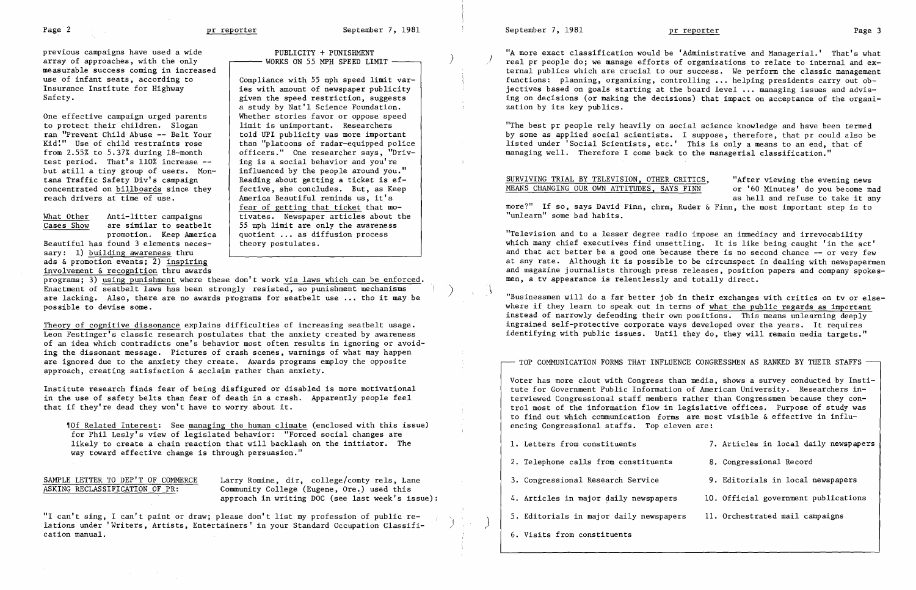previous campaigns have used a wide array of approaches, with the only measurable success coming in increased use of infant seats, according to Insurance Institute for Highway Safety.

One effective campaign urged parents to protect their children. Slogan ran "Prevent Child Abuse -- Belt Your Kid!" Use of child restraints rose from 2.55% to 5.37% during 18-month test period. That's 110% increase -- but still a tiny group of users. Montana Traffic Safety Div's campaign concentrated on billboards since they reach drivers at time of use.

**What Other Cases Show**  Anti-litter campaigns are similar to seatbelt promotion. Keep America Beautiful has found 3 elements necessary: 1) building awareness thru ads & promotion events; 2) inspiring involvement & recognition thru awards programs; 3) using punishment where these don't work via laws which can be enforced. Enactment of seatbelt laws has been strongly resisted, so punishment mechanisms are lacking. Also, there are no awards programs for seatbelt use ... tho it may be possible to devise some.

> **PUBLICITY + PUNISHMENT WORKS ON 55 MPH SPEED LIMIT**
>
> Compliance with 55 mph speed limit varies with amount of newspaper publicity given the speed restriction, suggests a study by Nat'l Science Foundation. Whether stories favor or oppose speed limit is unimportant. Researchers told UPI publicity was more important than "platoons of radar-equipped police officers." One researcher says, "Driving is a social behavior and you're influenced by the people around you." Reading about getting a ticket is effective, she concludes. But, as Keep America Beautiful reminds us, it's fear of getting that ticket that motivates. Newspaper articles about the 55 mph limit are only the awareness quotient ... as diffusion process theory postulates.

Theory of cognitive dissonance explains difficulties of increasing seatbelt usage. Leon Festinger's classic research postulates that the anxiety created by awareness of an idea which contradicts one's behavior most often results in ignoring or avoiding the dissonant message. Pictures of crash scenes, warnings of what may happen are ignored due to the anxiety they create. Awards programs employ the opposite approach, creating satisfaction & acclaim rather than anxiety.

Institute research finds fear of being disfigured or disabled is more motivational in the use of safety belts than fear of death in a crash. Apparently people feel that if they're dead they won't have to worry about it.

¶Of Related Interest: See managing the human climate (enclosed with this issue) for Phil Lesly's view of legislated behavior: "Forced social changes are likely to create a chain reaction that will backlash on the initiator. The way toward effective change is through persuasion."

**SAMPLE LETTER TO DEP'T OF COMMERCE ASKING RECLASSIFICATION OF PR:**  Larry Romine, dir, college/comty rels, Lane Community College (Eugene, Ore.) used this approach in writing DOC (see last week's issue):

"I can't sing, I can't paint or draw; please don't list my profession of public relations under 'Writers, Artists, Entertainers' in your Standard Occupation Classification manual.

"A more exact classification would be 'Administrative and Managerial.' That's what real pr people do; we manage efforts of organizations to relate to internal and external publics which are crucial to our success. We perform the classic management functions: planning, organizing, controlling ... helping presidents carry out objectives based on goals starting at the board level ... managing issues and advising on decisions (or making the decisions) that impact on acceptance of the organization by its key publics.

"The best pr people rely heavily on social science knowledge and have been termed by some as applied social scientists. I suppose, therefore, that pr could also be listed under 'Social Scientists, etc.' This is only a means to an end, that of managing well. Therefore I come back to the managerial classification."

**SURVIVING TRIAL BY TELEVISION, OTHER CRITICS, MEANS CHANGING OUR OWN ATTITUDES, SAYS FINN**  "After viewing the evening news or '60 Minutes' do you become mad as hell and refuse to take it any more?" If so, says David Finn, chrm, Ruder & Finn, the most important step is to "unlearn" some bad habits.

"Television and to a lesser degree radio impose an immediacy and irrevocability which many chief executives find unsettling. It is like being caught 'in the act' and that act better be a good one because there is no second chance -- or very few at any rate. Although it is possible to be circumspect in dealing with newspapermen and magazine journalists through press releases, position papers and company spokesmen, a tv appearance is relentlessly and totally direct.

"Businessmen will do a far better job in their exchanges with critics on tv or elsewhere if they learn to speak out in terms of what the public regards as important instead of narrowly defending their own positions. This means unlearning deeply ingrained self-protective corporate ways developed over the years. It requires identifying with public issues. Until they do, they will remain media targets."

> **TOP COMMUNICATION FORMS THAT INFLUENCE CONGRESSMEN AS RANKED BY THEIR STAFFS**
>
> Voter has more clout with Congress than media, shows a survey conducted by Institute for Government Public Information of American University. Researchers interviewed Congressional staff members rather than Congressmen because they control most of the information flow in legislative offices. Purpose of study was to find out which communication forms are most visible & effective in influencing Congressional staffs. Top eleven are:
>
> 1. Letters from constituents
> 2. Telephone calls from constituents
> 3. Congressional Research Service
> 4. Articles in major daily newspapers
> 5. Editorials in major daily newspapers
> 6. Visits from constituents
> 7. Articles in local daily newspapers
> 8. Congressional Record
> 9. Editorials in local newspapers
> 10. Official government publications
> 11. Orchestrated mail campaigns